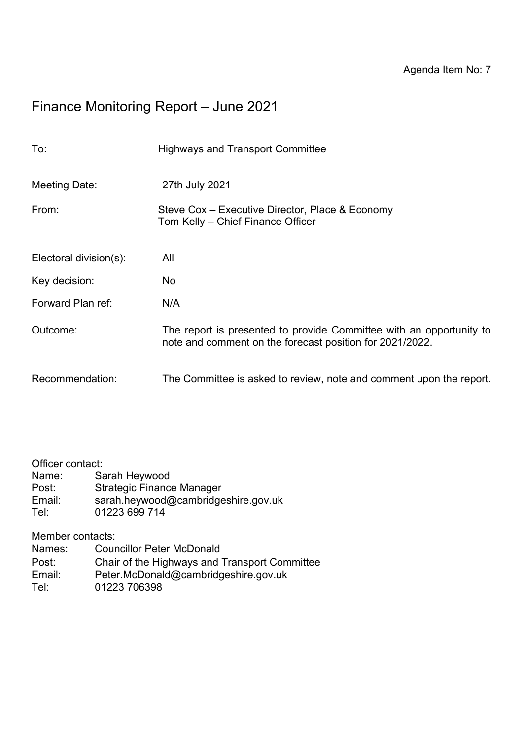Agenda Item No: 7

# Finance Monitoring Report – June 2021

| | |
|---|---|
| To: | Highways and Transport Committee |
| Meeting Date: | 27th July 2021 |
| From: | Steve Cox – Executive Director, Place & Economy<br>Tom Kelly – Chief Finance Officer |
| Electoral division(s): | All |
| Key decision: | No |
| Forward Plan ref: | N/A |
| Outcome: | The report is presented to provide Committee with an opportunity to note and comment on the forecast position for 2021/2022. |
| Recommendation: | The Committee is asked to review, note and comment upon the report. |

Officer contact:
Name: Sarah Heywood
Post: Strategic Finance Manager
Email: sarah.heywood@cambridgeshire.gov.uk
Tel: 01223 699 714

Member contacts:
Names: Councillor Peter McDonald
Post: Chair of the Highways and Transport Committee
Email: Peter.McDonald@cambridgeshire.gov.uk
Tel: 01223 706398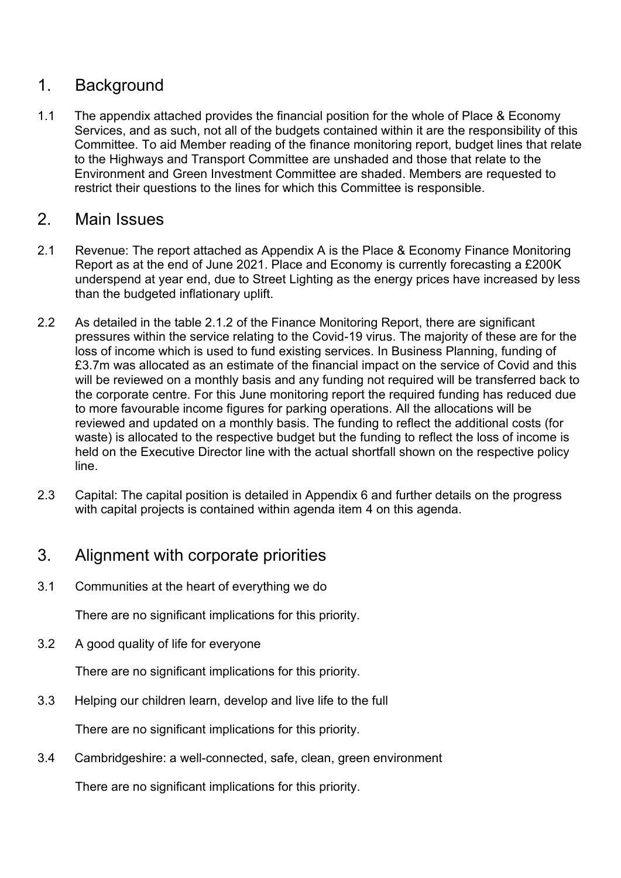## 1. Background

1.1 The appendix attached provides the financial position for the whole of Place & Economy Services, and as such, not all of the budgets contained within it are the responsibility of this Committee. To aid Member reading of the finance monitoring report, budget lines that relate to the Highways and Transport Committee are unshaded and those that relate to the Environment and Green Investment Committee are shaded. Members are requested to restrict their questions to the lines for which this Committee is responsible.

## 2. Main Issues

2.1 Revenue: The report attached as Appendix A is the Place & Economy Finance Monitoring Report as at the end of June 2021. Place and Economy is currently forecasting a £200K underspend at year end, due to Street Lighting as the energy prices have increased by less than the budgeted inflationary uplift.

2.2 As detailed in the table 2.1.2 of the Finance Monitoring Report, there are significant pressures within the service relating to the Covid-19 virus. The majority of these are for the loss of income which is used to fund existing services. In Business Planning, funding of £3.7m was allocated as an estimate of the financial impact on the service of Covid and this will be reviewed on a monthly basis and any funding not required will be transferred back to the corporate centre. For this June monitoring report the required funding has reduced due to more favourable income figures for parking operations. All the allocations will be reviewed and updated on a monthly basis. The funding to reflect the additional costs (for waste) is allocated to the respective budget but the funding to reflect the loss of income is held on the Executive Director line with the actual shortfall shown on the respective policy line.

2.3 Capital: The capital position is detailed in Appendix 6 and further details on the progress with capital projects is contained within agenda item 4 on this agenda.

## 3. Alignment with corporate priorities

3.1 Communities at the heart of everything we do

There are no significant implications for this priority.

3.2 A good quality of life for everyone

There are no significant implications for this priority.

3.3 Helping our children learn, develop and live life to the full

There are no significant implications for this priority.

3.4 Cambridgeshire: a well-connected, safe, clean, green environment

There are no significant implications for this priority.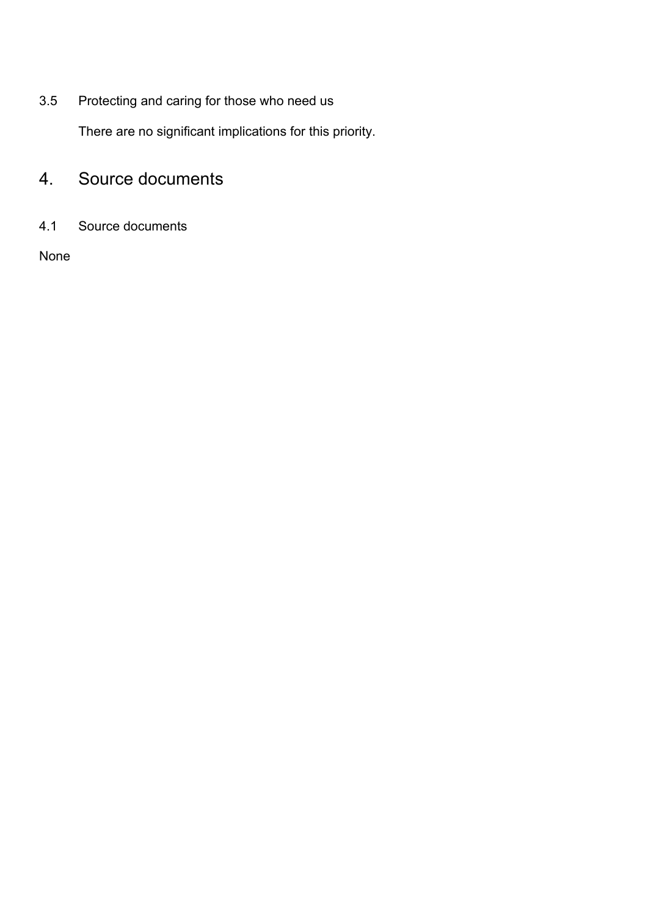### 3.5 Protecting and caring for those who need us

There are no significant implications for this priority.

## 4. Source documents

### 4.1 Source documents

None